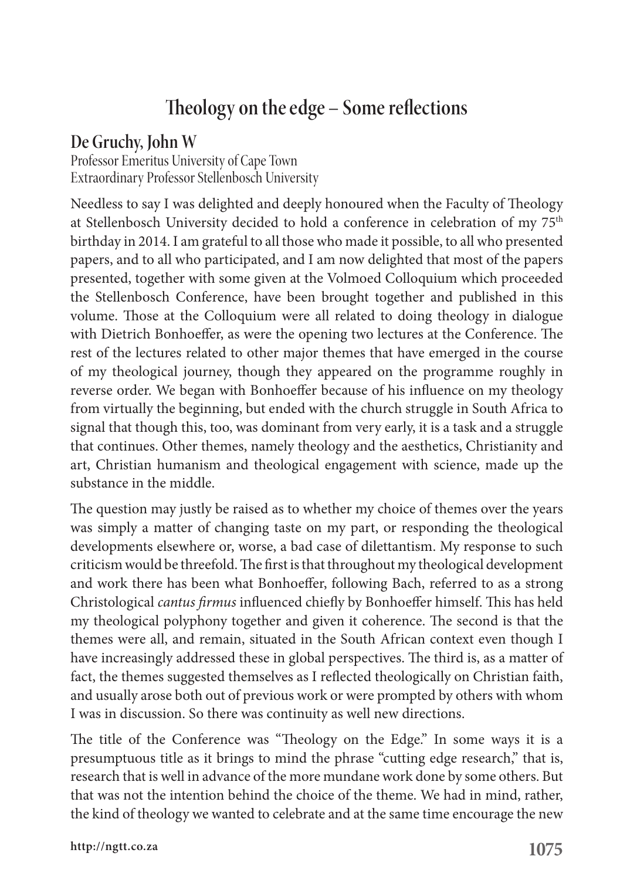# Theology on the edge – Some reflections

## De Gruchy, John W

Professor Emeritus University of Cape Town
Extraordinary Professor Stellenbosch University

Needless to say I was delighted and deeply honoured when the Faculty of Theology at Stellenbosch University decided to hold a conference in celebration of my 75th birthday in 2014. I am grateful to all those who made it possible, to all who presented papers, and to all who participated, and I am now delighted that most of the papers presented, together with some given at the Volmoed Colloquium which proceeded the Stellenbosch Conference, have been brought together and published in this volume. Those at the Colloquium were all related to doing theology in dialogue with Dietrich Bonhoeffer, as were the opening two lectures at the Conference. The rest of the lectures related to other major themes that have emerged in the course of my theological journey, though they appeared on the programme roughly in reverse order. We began with Bonhoeffer because of his influence on my theology from virtually the beginning, but ended with the church struggle in South Africa to signal that though this, too, was dominant from very early, it is a task and a struggle that continues. Other themes, namely theology and the aesthetics, Christianity and art, Christian humanism and theological engagement with science, made up the substance in the middle.

The question may justly be raised as to whether my choice of themes over the years was simply a matter of changing taste on my part, or responding the theological developments elsewhere or, worse, a bad case of dilettantism. My response to such criticism would be threefold. The first is that throughout my theological development and work there has been what Bonhoeffer, following Bach, referred to as a strong Christological *cantus firmus* influenced chiefly by Bonhoeffer himself. This has held my theological polyphony together and given it coherence. The second is that the themes were all, and remain, situated in the South African context even though I have increasingly addressed these in global perspectives. The third is, as a matter of fact, the themes suggested themselves as I reflected theologically on Christian faith, and usually arose both out of previous work or were prompted by others with whom I was in discussion. So there was continuity as well new directions.

The title of the Conference was "Theology on the Edge." In some ways it is a presumptuous title as it brings to mind the phrase "cutting edge research," that is, research that is well in advance of the more mundane work done by some others. But that was not the intention behind the choice of the theme. We had in mind, rather, the kind of theology we wanted to celebrate and at the same time encourage the new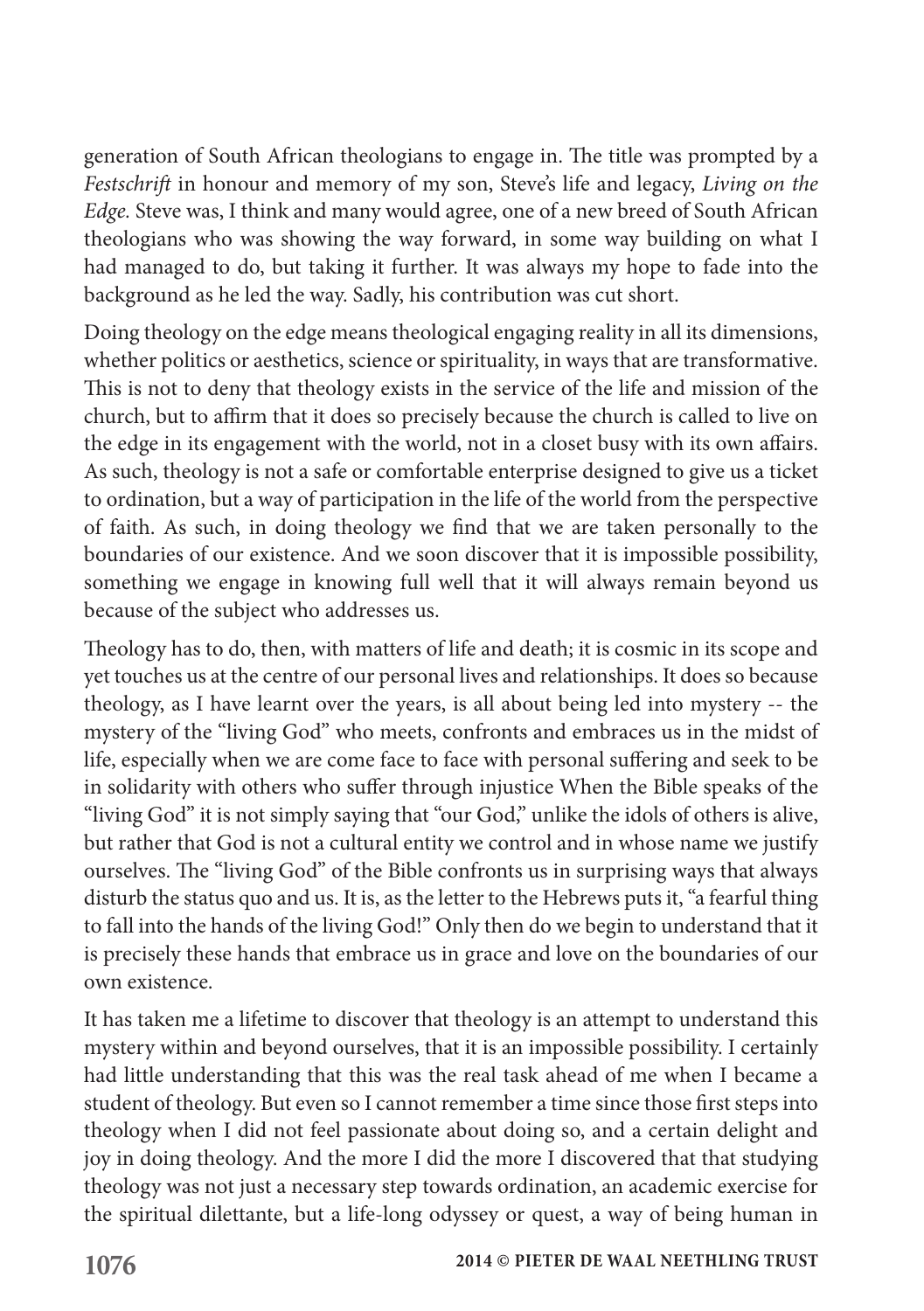generation of South African theologians to engage in. The title was prompted by a *Festschrift* in honour and memory of my son, Steve's life and legacy, *Living on the Edge.* Steve was, I think and many would agree, one of a new breed of South African theologians who was showing the way forward, in some way building on what I had managed to do, but taking it further. It was always my hope to fade into the background as he led the way. Sadly, his contribution was cut short.

Doing theology on the edge means theological engaging reality in all its dimensions, whether politics or aesthetics, science or spirituality, in ways that are transformative. This is not to deny that theology exists in the service of the life and mission of the church, but to affirm that it does so precisely because the church is called to live on the edge in its engagement with the world, not in a closet busy with its own affairs. As such, theology is not a safe or comfortable enterprise designed to give us a ticket to ordination, but a way of participation in the life of the world from the perspective of faith. As such, in doing theology we find that we are taken personally to the boundaries of our existence. And we soon discover that it is impossible possibility, something we engage in knowing full well that it will always remain beyond us because of the subject who addresses us.

Theology has to do, then, with matters of life and death; it is cosmic in its scope and yet touches us at the centre of our personal lives and relationships. It does so because theology, as I have learnt over the years, is all about being led into mystery -- the mystery of the "living God" who meets, confronts and embraces us in the midst of life, especially when we are come face to face with personal suffering and seek to be in solidarity with others who suffer through injustice When the Bible speaks of the "living God" it is not simply saying that "our God," unlike the idols of others is alive, but rather that God is not a cultural entity we control and in whose name we justify ourselves. The "living God" of the Bible confronts us in surprising ways that always disturb the status quo and us. It is, as the letter to the Hebrews puts it, "a fearful thing to fall into the hands of the living God!" Only then do we begin to understand that it is precisely these hands that embrace us in grace and love on the boundaries of our own existence.

It has taken me a lifetime to discover that theology is an attempt to understand this mystery within and beyond ourselves, that it is an impossible possibility. I certainly had little understanding that this was the real task ahead of me when I became a student of theology. But even so I cannot remember a time since those first steps into theology when I did not feel passionate about doing so, and a certain delight and joy in doing theology. And the more I did the more I discovered that that studying theology was not just a necessary step towards ordination, an academic exercise for the spiritual dilettante, but a life-long odyssey or quest, a way of being human in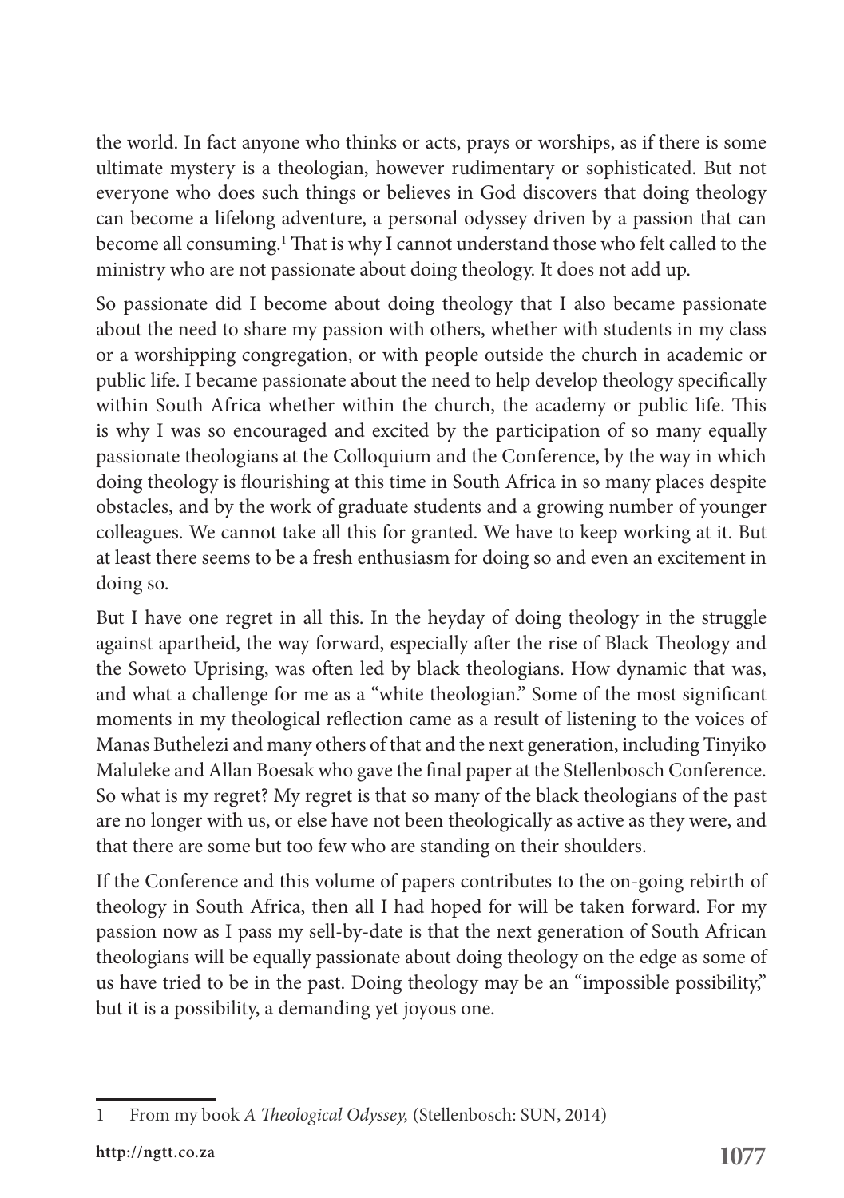the world. In fact anyone who thinks or acts, prays or worships, as if there is some ultimate mystery is a theologian, however rudimentary or sophisticated. But not everyone who does such things or believes in God discovers that doing theology can become a lifelong adventure, a personal odyssey driven by a passion that can become all consuming.[1] That is why I cannot understand those who felt called to the ministry who are not passionate about doing theology. It does not add up.

So passionate did I become about doing theology that I also became passionate about the need to share my passion with others, whether with students in my class or a worshipping congregation, or with people outside the church in academic or public life. I became passionate about the need to help develop theology specifically within South Africa whether within the church, the academy or public life. This is why I was so encouraged and excited by the participation of so many equally passionate theologians at the Colloquium and the Conference, by the way in which doing theology is flourishing at this time in South Africa in so many places despite obstacles, and by the work of graduate students and a growing number of younger colleagues. We cannot take all this for granted. We have to keep working at it. But at least there seems to be a fresh enthusiasm for doing so and even an excitement in doing so.

But I have one regret in all this. In the heyday of doing theology in the struggle against apartheid, the way forward, especially after the rise of Black Theology and the Soweto Uprising, was often led by black theologians. How dynamic that was, and what a challenge for me as a "white theologian." Some of the most significant moments in my theological reflection came as a result of listening to the voices of Manas Buthelezi and many others of that and the next generation, including Tinyiko Maluleke and Allan Boesak who gave the final paper at the Stellenbosch Conference. So what is my regret? My regret is that so many of the black theologians of the past are no longer with us, or else have not been theologically as active as they were, and that there are some but too few who are standing on their shoulders.

If the Conference and this volume of papers contributes to the on-going rebirth of theology in South Africa, then all I had hoped for will be taken forward. For my passion now as I pass my sell-by-date is that the next generation of South African theologians will be equally passionate about doing theology on the edge as some of us have tried to be in the past. Doing theology may be an "impossible possibility," but it is a possibility, a demanding yet joyous one.

---

1 From my book *A Theological Odyssey,* (Stellenbosch: SUN, 2014)